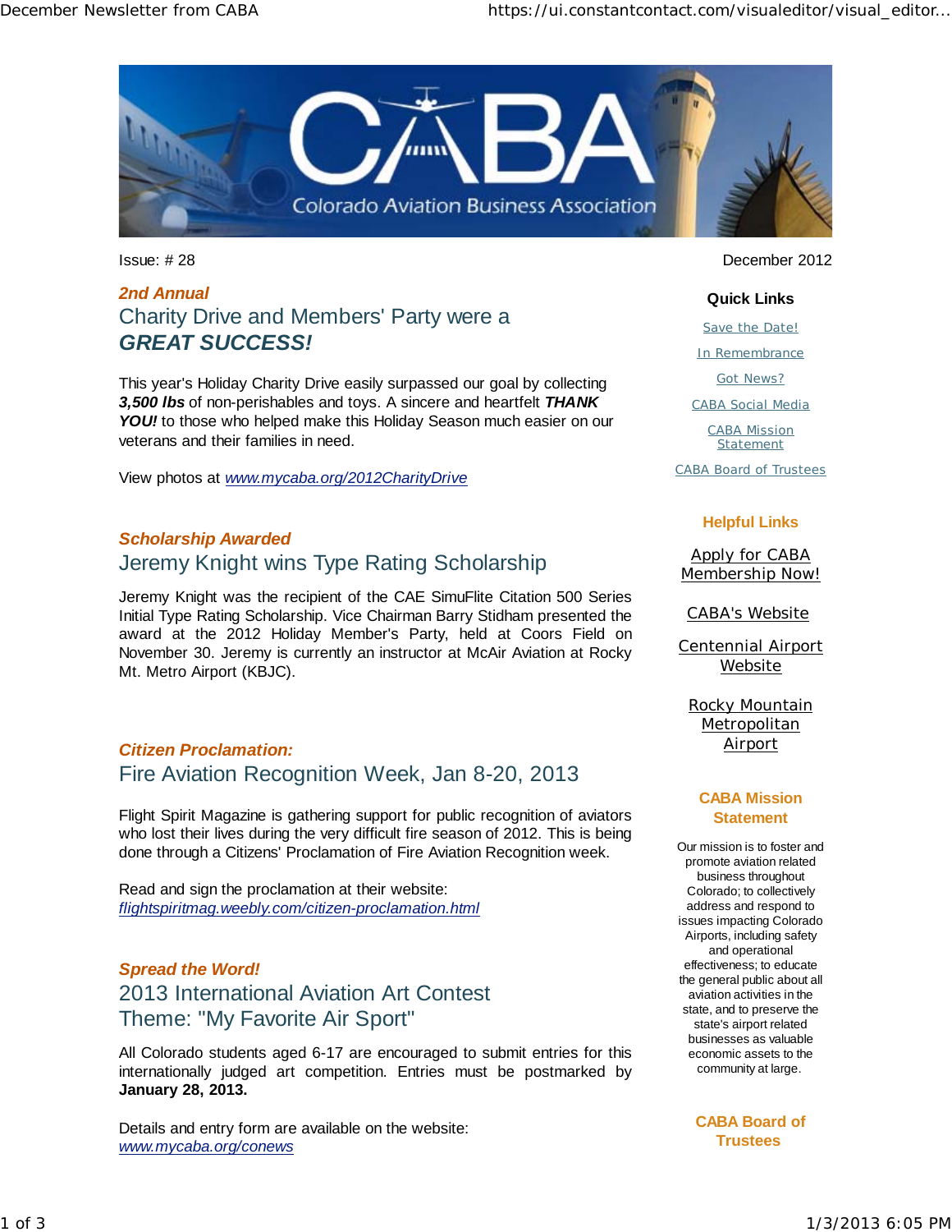# CABA
Colorado Aviation Business Association

Issue: # 28

December 2012

*2nd Annual*

## Charity Drive and Members' Party were a ***GREAT SUCCESS!***

This year's Holiday Charity Drive easily surpassed our goal by collecting ***3,500 lbs*** of non-perishables and toys. A sincere and heartfelt ***THANK YOU!*** to those who helped make this Holiday Season much easier on our veterans and their families in need.

View photos at *www.mycaba.org/2012CharityDrive*

*Scholarship Awarded*

## Jeremy Knight wins Type Rating Scholarship

Jeremy Knight was the recipient of the CAE SimuFlite Citation 500 Series Initial Type Rating Scholarship. Vice Chairman Barry Stidham presented the award at the 2012 Holiday Member's Party, held at Coors Field on November 30. Jeremy is currently an instructor at McAir Aviation at Rocky Mt. Metro Airport (KBJC).

*Citizen Proclamation:*

## Fire Aviation Recognition Week, Jan 8-20, 2013

Flight Spirit Magazine is gathering support for public recognition of aviators who lost their lives during the very difficult fire season of 2012. This is being done through a Citizens' Proclamation of Fire Aviation Recognition week.

Read and sign the proclamation at their website:
*flightspiritmag.weebly.com/citizen-proclamation.html*

*Spread the Word!*

## 2013 International Aviation Art Contest
## Theme: "My Favorite Air Sport"

All Colorado students aged 6-17 are encouraged to submit entries for this internationally judged art competition. Entries must be postmarked by **January 28, 2013.**

Details and entry form are available on the website:
*www.mycaba.org/conews*

### Quick Links

- Save the Date!
- In Remembrance
- Got News?
- CABA Social Media
- CABA Mission Statement
- CABA Board of Trustees

### Helpful Links

- Apply for CABA Membership Now!
- CABA's Website
- Centennial Airport Website
- Rocky Mountain Metropolitan Airport

### CABA Mission Statement

Our mission is to foster and promote aviation related business throughout Colorado; to collectively address and respond to issues impacting Colorado Airports, including safety and operational effectiveness; to educate the general public about all aviation activities in the state, and to preserve the state's airport related businesses as valuable economic assets to the community at large.

### CABA Board of Trustees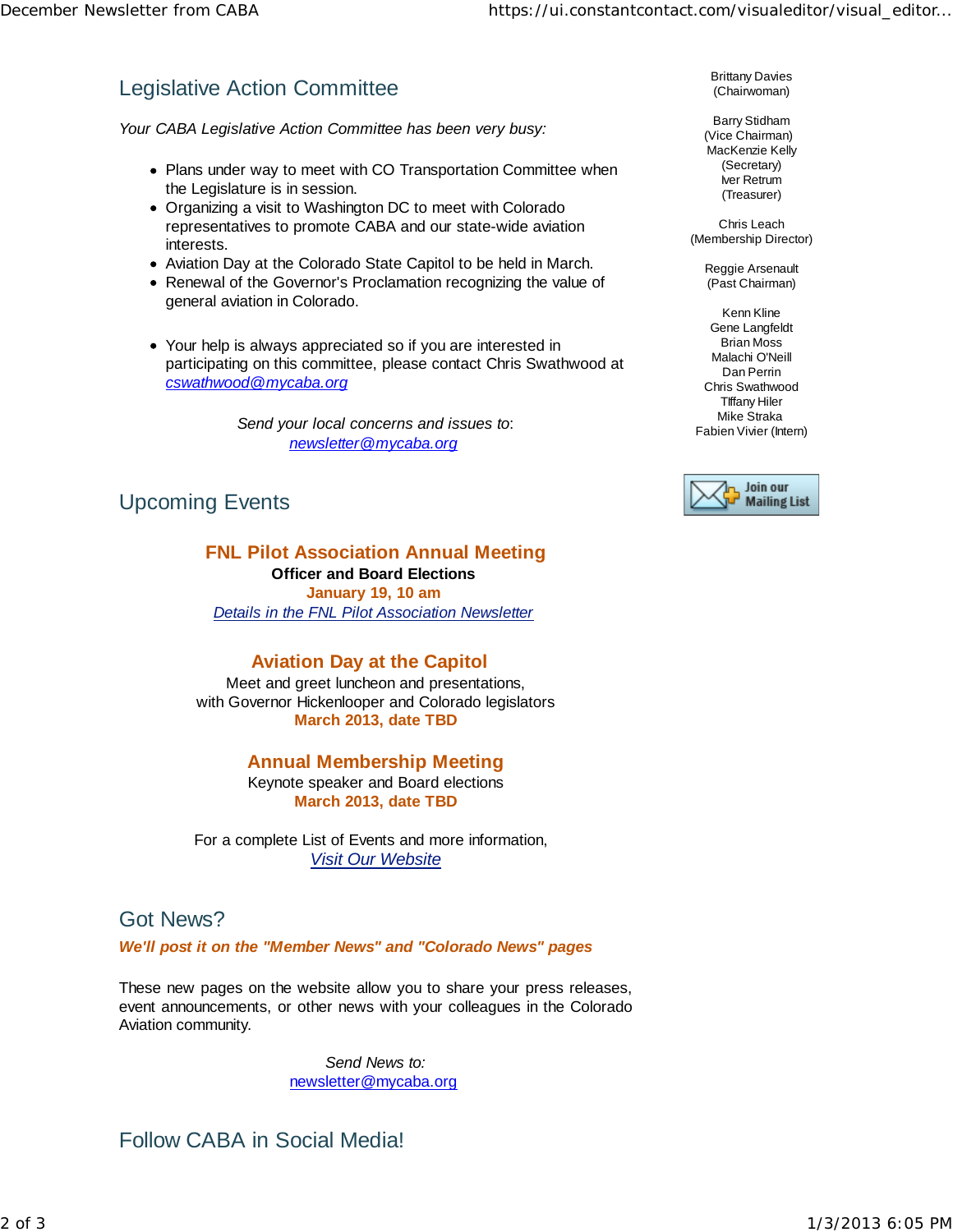## Legislative Action Committee

*Your CABA Legislative Action Committee has been very busy:*

- Plans under way to meet with CO Transportation Committee when the Legislature is in session.
- Organizing a visit to Washington DC to meet with Colorado representatives to promote CABA and our state-wide aviation interests.
- Aviation Day at the Colorado State Capitol to be held in March.
- Renewal of the Governor's Proclamation recognizing the value of general aviation in Colorado.

- Your help is always appreciated so if you are interested in participating on this committee, please contact Chris Swathwood at *[cswathwood@mycaba.org](mailto:cswathwood@mycaba.org)*

*Send your local concerns and issues to*:
*[newsletter@mycaba.org](mailto:newsletter@mycaba.org)*

## Upcoming Events

**FNL Pilot Association Annual Meeting**
**Officer and Board Elections**
**January 19, 10 am**
*Details in the FNL Pilot Association Newsletter*

**Aviation Day at the Capitol**
Meet and greet luncheon and presentations,
with Governor Hickenlooper and Colorado legislators
**March 2013, date TBD**

**Annual Membership Meeting**
Keynote speaker and Board elections
**March 2013, date TBD**

For a complete List of Events and more information,
*Visit Our Website*

## Got News?

***We'll post it on the "Member News" and "Colorado News" pages***

These new pages on the website allow you to share your press releases, event announcements, or other news with your colleagues in the Colorado Aviation community.

*Send News to:*
[newsletter@mycaba.org](mailto:newsletter@mycaba.org)

## Follow CABA in Social Media!

Brittany Davies
(Chairwoman)

Barry Stidham
(Vice Chairman)
MacKenzie Kelly
(Secretary)
Iver Retrum
(Treasurer)

Chris Leach
(Membership Director)

Reggie Arsenault
(Past Chairman)

Kenn Kline
Gene Langfeldt
Brian Moss
Malachi O'Neill
Dan Perrin
Chris Swathwood
Tiffany Hiler
Mike Straka
Fabien Vivier (Intern)

Join our Mailing List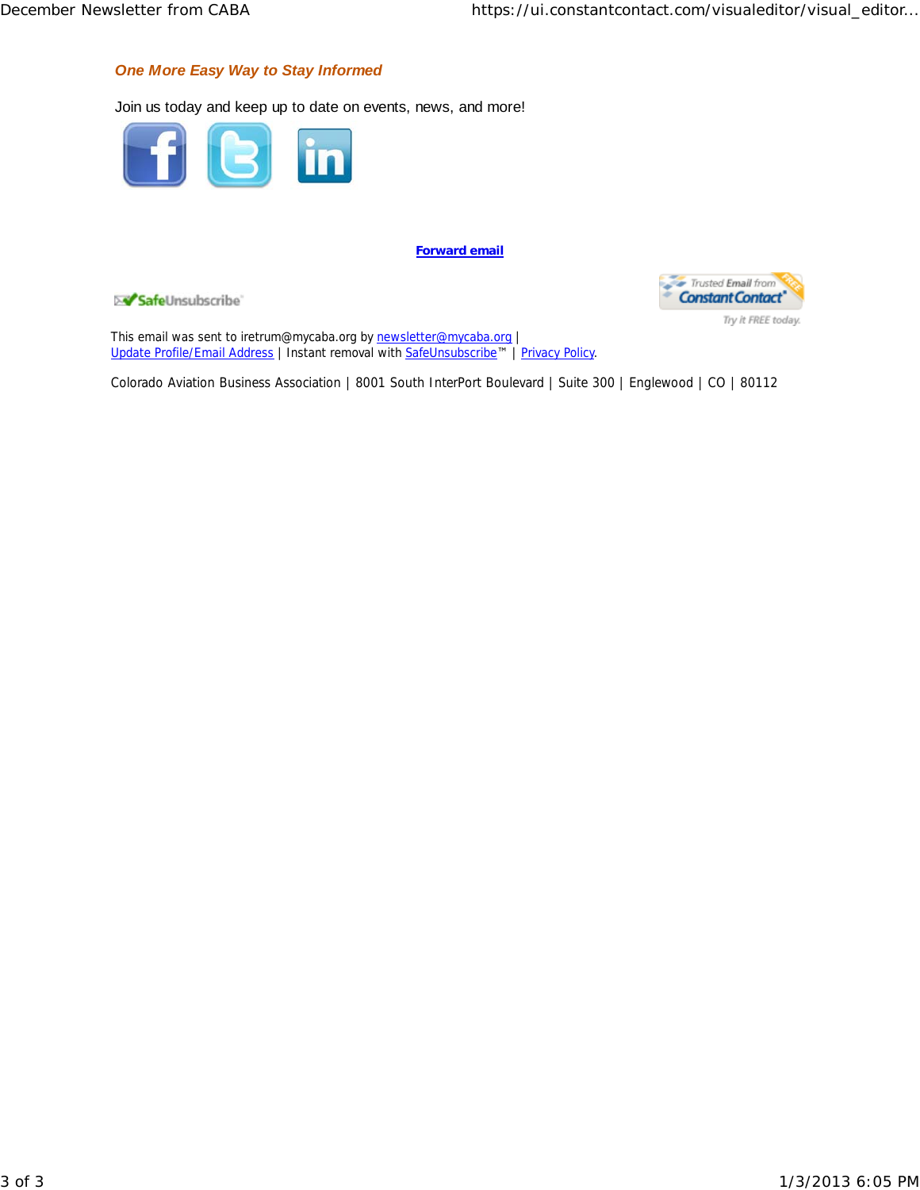***One More Easy Way to Stay Informed***

Join us today and keep up to date on events, news, and more!

**Forward email**

SafeUnsubscribe

Trusted Email from Constant Contact

Try it FREE today.

This email was sent to iretrum@mycaba.org by newsletter@mycaba.org |
Update Profile/Email Address | Instant removal with SafeUnsubscribe™ | Privacy Policy.

Colorado Aviation Business Association | 8001 South InterPort Boulevard | Suite 300 | Englewood | CO | 80112